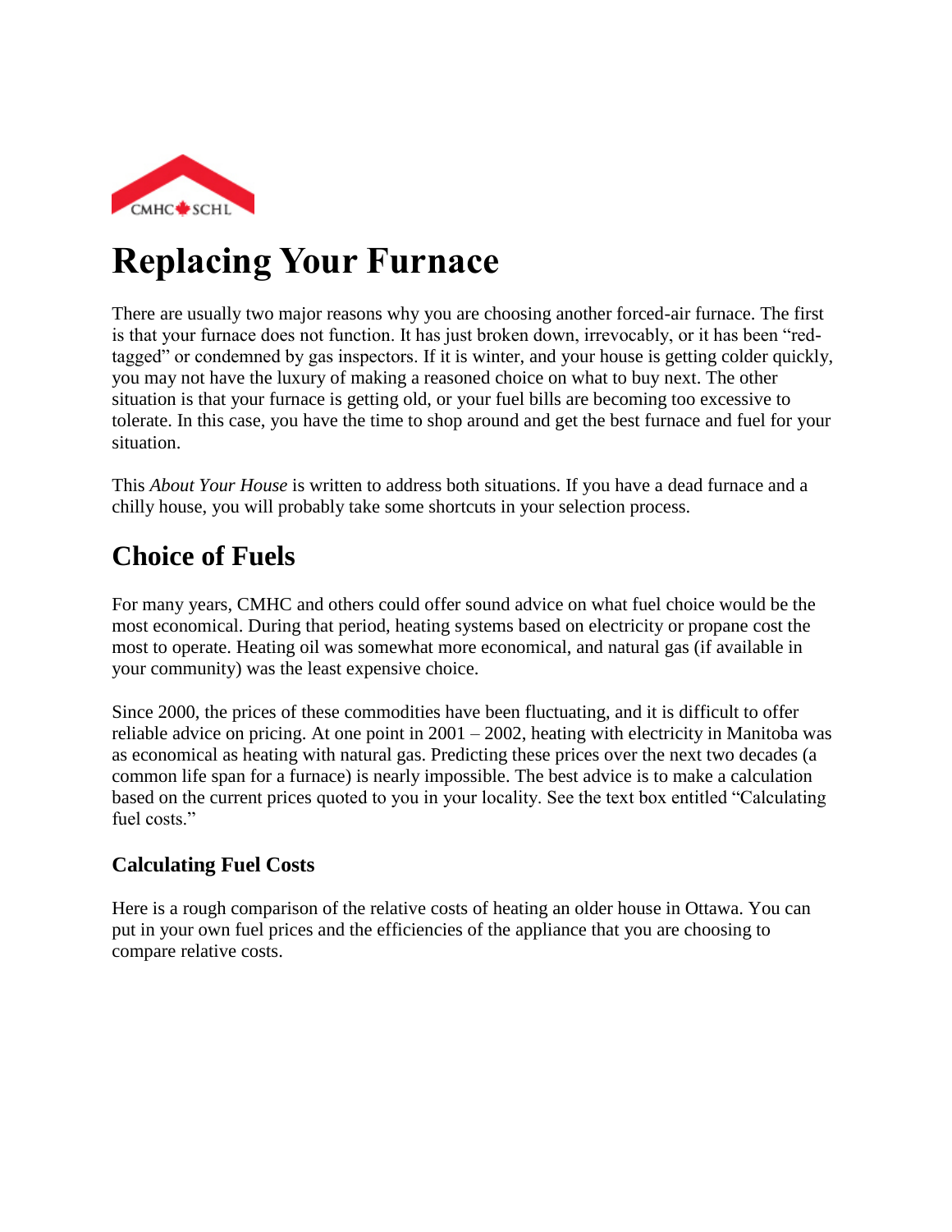# Replacing Your Furnace

There are usually two major reasons why you are choosing another forced-air furnace. The first is that your furnace does not function. It has just broken down, irrevocably, or it has been "red-tagged" or condemned by gas inspectors. If it is winter, and your house is getting colder quickly, you may not have the luxury of making a reasoned choice on what to buy next. The other situation is that your furnace is getting old, or your fuel bills are becoming too excessive to tolerate. In this case, you have the time to shop around and get the best furnace and fuel for your situation.

This *About Your House* is written to address both situations. If you have a dead furnace and a chilly house, you will probably take some shortcuts in your selection process.

## Choice of Fuels

For many years, CMHC and others could offer sound advice on what fuel choice would be the most economical. During that period, heating systems based on electricity or propane cost the most to operate. Heating oil was somewhat more economical, and natural gas (if available in your community) was the least expensive choice.

Since 2000, the prices of these commodities have been fluctuating, and it is difficult to offer reliable advice on pricing. At one point in 2001 – 2002, heating with electricity in Manitoba was as economical as heating with natural gas. Predicting these prices over the next two decades (a common life span for a furnace) is nearly impossible. The best advice is to make a calculation based on the current prices quoted to you in your locality. See the text box entitled "Calculating fuel costs."

### Calculating Fuel Costs

Here is a rough comparison of the relative costs of heating an older house in Ottawa. You can put in your own fuel prices and the efficiencies of the appliance that you are choosing to compare relative costs.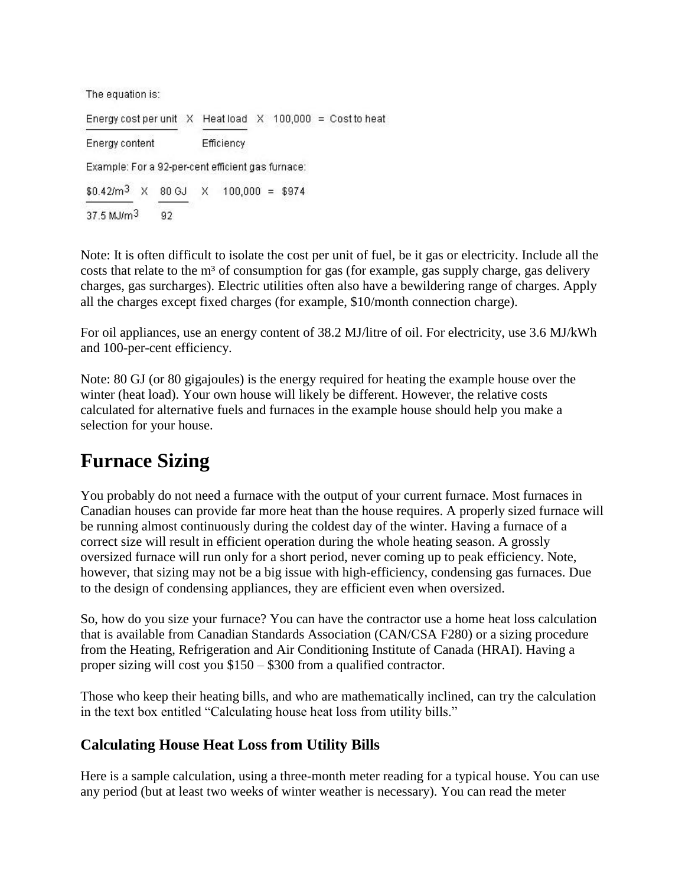The equation is:

$$\frac{\text{Energy cost per unit}}{\text{Energy content}} \times \frac{\text{Heat load}}{\text{Efficiency}} \times 100{,}000 = \text{Cost to heat}$$

Example: For a 92-per-cent efficient gas furnace:

$$\frac{\$0.42/\text{m}^3}{37.5\ \text{MJ/m}^3} \times \frac{80\ \text{GJ}}{92} \times 100{,}000 = \$974$$

Note: It is often difficult to isolate the cost per unit of fuel, be it gas or electricity. Include all the costs that relate to the m³ of consumption for gas (for example, gas supply charge, gas delivery charges, gas surcharges). Electric utilities often also have a bewildering range of charges. Apply all the charges except fixed charges (for example, $10/month connection charge).

For oil appliances, use an energy content of 38.2 MJ/litre of oil. For electricity, use 3.6 MJ/kWh and 100-per-cent efficiency.

Note: 80 GJ (or 80 gigajoules) is the energy required for heating the example house over the winter (heat load). Your own house will likely be different. However, the relative costs calculated for alternative fuels and furnaces in the example house should help you make a selection for your house.

# Furnace Sizing

You probably do not need a furnace with the output of your current furnace. Most furnaces in Canadian houses can provide far more heat than the house requires. A properly sized furnace will be running almost continuously during the coldest day of the winter. Having a furnace of a correct size will result in efficient operation during the whole heating season. A grossly oversized furnace will run only for a short period, never coming up to peak efficiency. Note, however, that sizing may not be a big issue with high-efficiency, condensing gas furnaces. Due to the design of condensing appliances, they are efficient even when oversized.

So, how do you size your furnace? You can have the contractor use a home heat loss calculation that is available from Canadian Standards Association (CAN/CSA F280) or a sizing procedure from the Heating, Refrigeration and Air Conditioning Institute of Canada (HRAI). Having a proper sizing will cost you $150 – $300 from a qualified contractor.

Those who keep their heating bills, and who are mathematically inclined, can try the calculation in the text box entitled "Calculating house heat loss from utility bills."

### Calculating House Heat Loss from Utility Bills

Here is a sample calculation, using a three-month meter reading for a typical house. You can use any period (but at least two weeks of winter weather is necessary). You can read the meter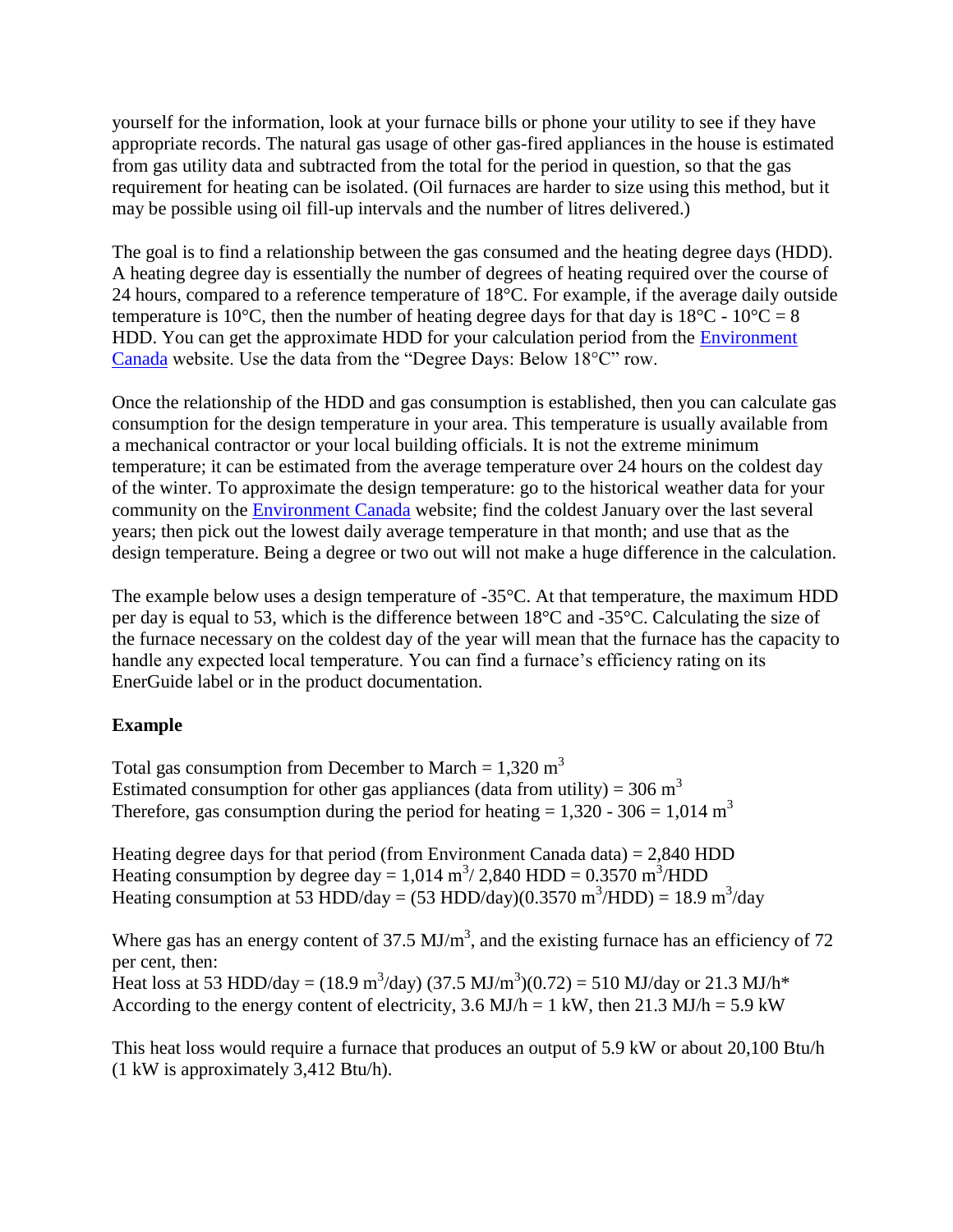yourself for the information, look at your furnace bills or phone your utility to see if they have appropriate records. The natural gas usage of other gas-fired appliances in the house is estimated from gas utility data and subtracted from the total for the period in question, so that the gas requirement for heating can be isolated. (Oil furnaces are harder to size using this method, but it may be possible using oil fill-up intervals and the number of litres delivered.)

The goal is to find a relationship between the gas consumed and the heating degree days (HDD). A heating degree day is essentially the number of degrees of heating required over the course of 24 hours, compared to a reference temperature of 18°C. For example, if the average daily outside temperature is 10°C, then the number of heating degree days for that day is 18°C - 10°C = 8 HDD. You can get the approximate HDD for your calculation period from the Environment Canada website. Use the data from the "Degree Days: Below 18°C" row.

Once the relationship of the HDD and gas consumption is established, then you can calculate gas consumption for the design temperature in your area. This temperature is usually available from a mechanical contractor or your local building officials. It is not the extreme minimum temperature; it can be estimated from the average temperature over 24 hours on the coldest day of the winter. To approximate the design temperature: go to the historical weather data for your community on the Environment Canada website; find the coldest January over the last several years; then pick out the lowest daily average temperature in that month; and use that as the design temperature. Being a degree or two out will not make a huge difference in the calculation.

The example below uses a design temperature of -35°C. At that temperature, the maximum HDD per day is equal to 53, which is the difference between 18°C and -35°C. Calculating the size of the furnace necessary on the coldest day of the year will mean that the furnace has the capacity to handle any expected local temperature. You can find a furnace's efficiency rating on its EnerGuide label or in the product documentation.

**Example**

Total gas consumption from December to March = 1,320 $m^3$
Estimated consumption for other gas appliances (data from utility) = 306 $m^3$
Therefore, gas consumption during the period for heating = 1,320 - 306 = 1,014 $m^3$

Heating degree days for that period (from Environment Canada data) = 2,840 HDD
Heating consumption by degree day = 1,014 $m^3$/ 2,840 HDD = 0.3570 $m^3$/HDD
Heating consumption at 53 HDD/day = (53 HDD/day)(0.3570 $m^3$/HDD) = 18.9 $m^3$/day

Where gas has an energy content of 37.5 MJ/$m^3$, and the existing furnace has an efficiency of 72 per cent, then:
Heat loss at 53 HDD/day = (18.9 $m^3$/day) (37.5 MJ/$m^3$)(0.72) = 510 MJ/day or 21.3 MJ/h*
According to the energy content of electricity, 3.6 MJ/h = 1 kW, then 21.3 MJ/h = 5.9 kW

This heat loss would require a furnace that produces an output of 5.9 kW or about 20,100 Btu/h (1 kW is approximately 3,412 Btu/h).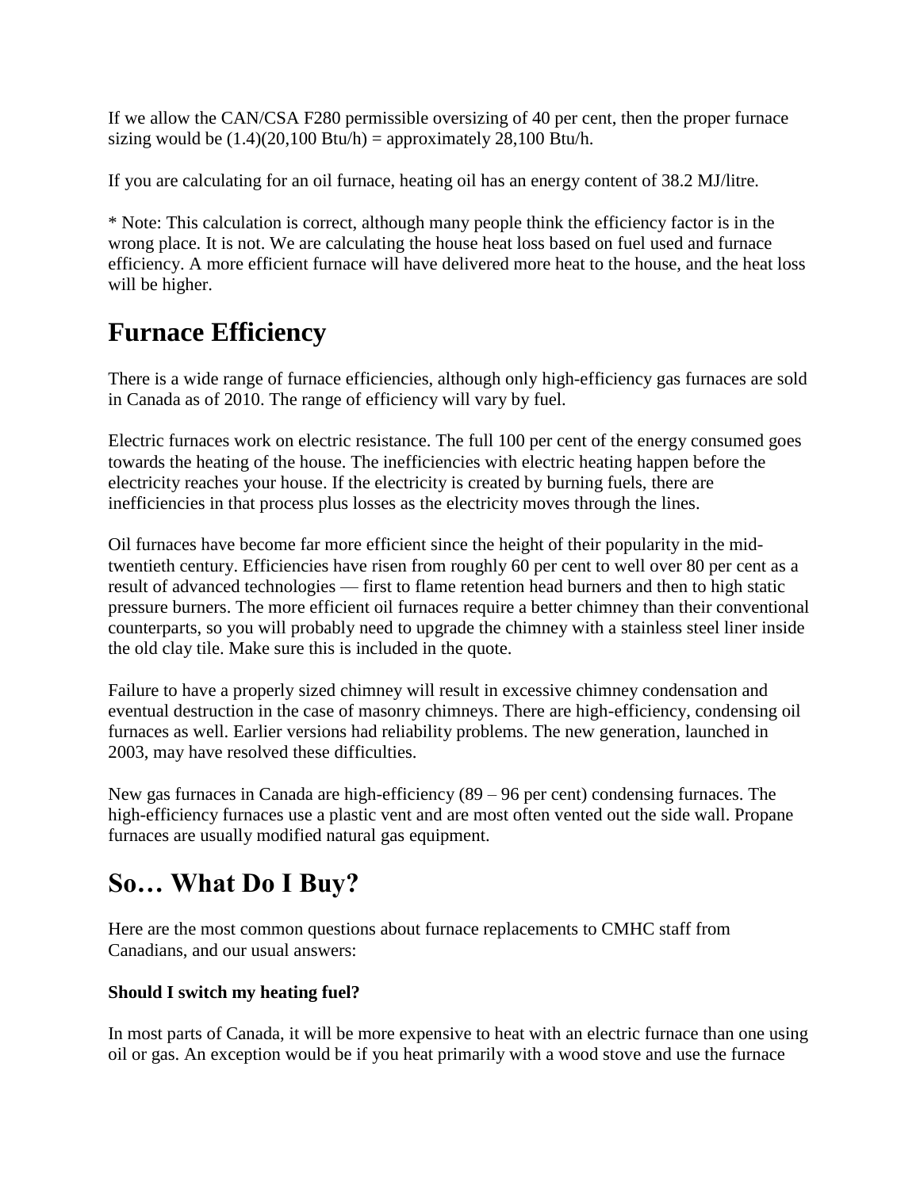If we allow the CAN/CSA F280 permissible oversizing of 40 per cent, then the proper furnace sizing would be (1.4)(20,100 Btu/h) = approximately 28,100 Btu/h.

If you are calculating for an oil furnace, heating oil has an energy content of 38.2 MJ/litre.

* Note: This calculation is correct, although many people think the efficiency factor is in the wrong place. It is not. We are calculating the house heat loss based on fuel used and furnace efficiency. A more efficient furnace will have delivered more heat to the house, and the heat loss will be higher.

## Furnace Efficiency

There is a wide range of furnace efficiencies, although only high-efficiency gas furnaces are sold in Canada as of 2010. The range of efficiency will vary by fuel.

Electric furnaces work on electric resistance. The full 100 per cent of the energy consumed goes towards the heating of the house. The inefficiencies with electric heating happen before the electricity reaches your house. If the electricity is created by burning fuels, there are inefficiencies in that process plus losses as the electricity moves through the lines.

Oil furnaces have become far more efficient since the height of their popularity in the mid-twentieth century. Efficiencies have risen from roughly 60 per cent to well over 80 per cent as a result of advanced technologies — first to flame retention head burners and then to high static pressure burners. The more efficient oil furnaces require a better chimney than their conventional counterparts, so you will probably need to upgrade the chimney with a stainless steel liner inside the old clay tile. Make sure this is included in the quote.

Failure to have a properly sized chimney will result in excessive chimney condensation and eventual destruction in the case of masonry chimneys. There are high-efficiency, condensing oil furnaces as well. Earlier versions had reliability problems. The new generation, launched in 2003, may have resolved these difficulties.

New gas furnaces in Canada are high-efficiency (89 – 96 per cent) condensing furnaces. The high-efficiency furnaces use a plastic vent and are most often vented out the side wall. Propane furnaces are usually modified natural gas equipment.

## So… What Do I Buy?

Here are the most common questions about furnace replacements to CMHC staff from Canadians, and our usual answers:

**Should I switch my heating fuel?**

In most parts of Canada, it will be more expensive to heat with an electric furnace than one using oil or gas. An exception would be if you heat primarily with a wood stove and use the furnace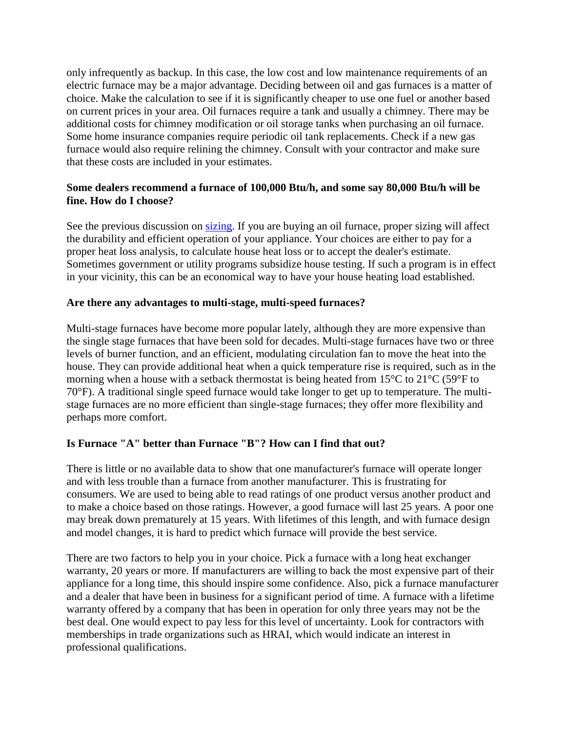only infrequently as backup. In this case, the low cost and low maintenance requirements of an electric furnace may be a major advantage. Deciding between oil and gas furnaces is a matter of choice. Make the calculation to see if it is significantly cheaper to use one fuel or another based on current prices in your area. Oil furnaces require a tank and usually a chimney. There may be additional costs for chimney modification or oil storage tanks when purchasing an oil furnace. Some home insurance companies require periodic oil tank replacements. Check if a new gas furnace would also require relining the chimney. Consult with your contractor and make sure that these costs are included in your estimates.

**Some dealers recommend a furnace of 100,000 Btu/h, and some say 80,000 Btu/h will be fine. How do I choose?**

See the previous discussion on sizing. If you are buying an oil furnace, proper sizing will affect the durability and efficient operation of your appliance. Your choices are either to pay for a proper heat loss analysis, to calculate house heat loss or to accept the dealer's estimate. Sometimes government or utility programs subsidize house testing. If such a program is in effect in your vicinity, this can be an economical way to have your house heating load established.

**Are there any advantages to multi-stage, multi-speed furnaces?**

Multi-stage furnaces have become more popular lately, although they are more expensive than the single stage furnaces that have been sold for decades. Multi-stage furnaces have two or three levels of burner function, and an efficient, modulating circulation fan to move the heat into the house. They can provide additional heat when a quick temperature rise is required, such as in the morning when a house with a setback thermostat is being heated from 15°C to 21°C (59°F to 70°F). A traditional single speed furnace would take longer to get up to temperature. The multi-stage furnaces are no more efficient than single-stage furnaces; they offer more flexibility and perhaps more comfort.

**Is Furnace "A" better than Furnace "B"? How can I find that out?**

There is little or no available data to show that one manufacturer's furnace will operate longer and with less trouble than a furnace from another manufacturer. This is frustrating for consumers. We are used to being able to read ratings of one product versus another product and to make a choice based on those ratings. However, a good furnace will last 25 years. A poor one may break down prematurely at 15 years. With lifetimes of this length, and with furnace design and model changes, it is hard to predict which furnace will provide the best service.

There are two factors to help you in your choice. Pick a furnace with a long heat exchanger warranty, 20 years or more. If manufacturers are willing to back the most expensive part of their appliance for a long time, this should inspire some confidence. Also, pick a furnace manufacturer and a dealer that have been in business for a significant period of time. A furnace with a lifetime warranty offered by a company that has been in operation for only three years may not be the best deal. One would expect to pay less for this level of uncertainty. Look for contractors with memberships in trade organizations such as HRAI, which would indicate an interest in professional qualifications.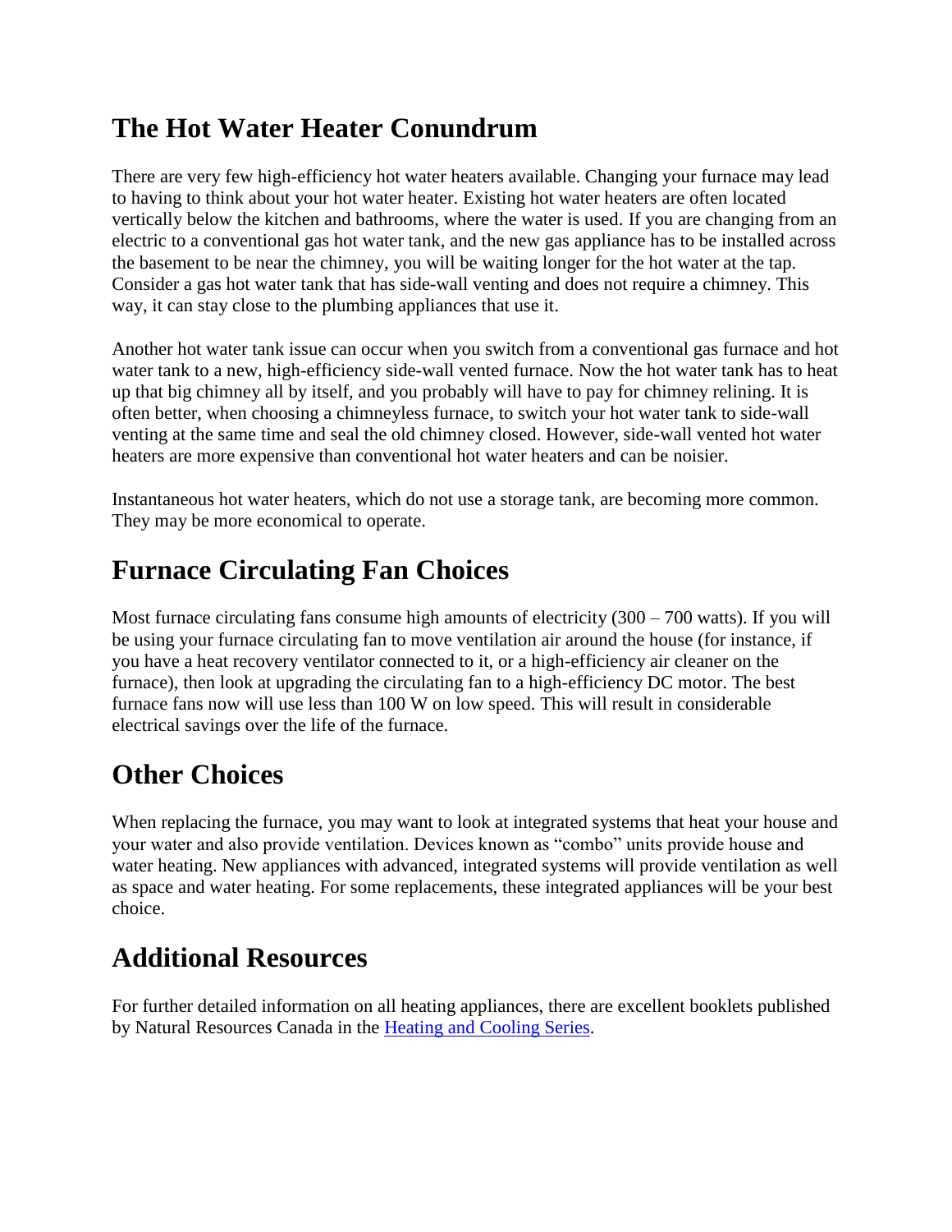## The Hot Water Heater Conundrum

There are very few high-efficiency hot water heaters available. Changing your furnace may lead to having to think about your hot water heater. Existing hot water heaters are often located vertically below the kitchen and bathrooms, where the water is used. If you are changing from an electric to a conventional gas hot water tank, and the new gas appliance has to be installed across the basement to be near the chimney, you will be waiting longer for the hot water at the tap. Consider a gas hot water tank that has side-wall venting and does not require a chimney. This way, it can stay close to the plumbing appliances that use it.

Another hot water tank issue can occur when you switch from a conventional gas furnace and hot water tank to a new, high-efficiency side-wall vented furnace. Now the hot water tank has to heat up that big chimney all by itself, and you probably will have to pay for chimney relining. It is often better, when choosing a chimneyless furnace, to switch your hot water tank to side-wall venting at the same time and seal the old chimney closed. However, side-wall vented hot water heaters are more expensive than conventional hot water heaters and can be noisier.

Instantaneous hot water heaters, which do not use a storage tank, are becoming more common. They may be more economical to operate.

## Furnace Circulating Fan Choices

Most furnace circulating fans consume high amounts of electricity (300 – 700 watts). If you will be using your furnace circulating fan to move ventilation air around the house (for instance, if you have a heat recovery ventilator connected to it, or a high-efficiency air cleaner on the furnace), then look at upgrading the circulating fan to a high-efficiency DC motor. The best furnace fans now will use less than 100 W on low speed. This will result in considerable electrical savings over the life of the furnace.

## Other Choices

When replacing the furnace, you may want to look at integrated systems that heat your house and your water and also provide ventilation. Devices known as "combo" units provide house and water heating. New appliances with advanced, integrated systems will provide ventilation as well as space and water heating. For some replacements, these integrated appliances will be your best choice.

## Additional Resources

For further detailed information on all heating appliances, there are excellent booklets published by Natural Resources Canada in the Heating and Cooling Series.